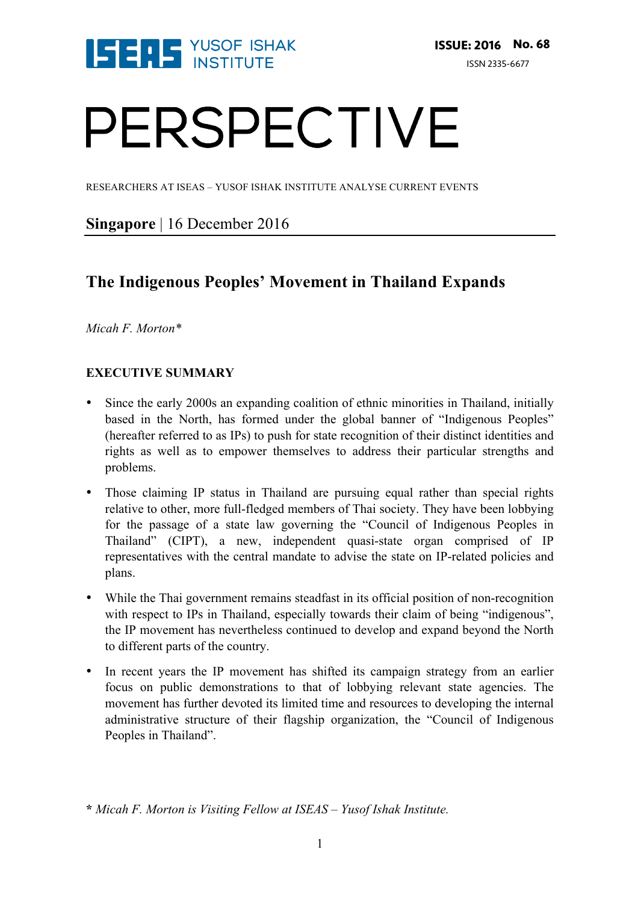ISEAS YUSOF ISHAK INSTITUTE

ISSUE: 2016 No. 68

ISSN 2335-6677

# PERSPECTIVE

RESEARCHERS AT ISEAS – YUSOF ISHAK INSTITUTE ANALYSE CURRENT EVENTS

**Singapore** | 16 December 2016

## The Indigenous Peoples' Movement in Thailand Expands

*Micah F. Morton**

### EXECUTIVE SUMMARY

- Since the early 2000s an expanding coalition of ethnic minorities in Thailand, initially based in the North, has formed under the global banner of "Indigenous Peoples" (hereafter referred to as IPs) to push for state recognition of their distinct identities and rights as well as to empower themselves to address their particular strengths and problems.

- Those claiming IP status in Thailand are pursuing equal rather than special rights relative to other, more full-fledged members of Thai society. They have been lobbying for the passage of a state law governing the "Council of Indigenous Peoples in Thailand" (CIPT), a new, independent quasi-state organ comprised of IP representatives with the central mandate to advise the state on IP-related policies and plans.

- While the Thai government remains steadfast in its official position of non-recognition with respect to IPs in Thailand, especially towards their claim of being "indigenous", the IP movement has nevertheless continued to develop and expand beyond the North to different parts of the country.

- In recent years the IP movement has shifted its campaign strategy from an earlier focus on public demonstrations to that of lobbying relevant state agencies. The movement has further devoted its limited time and resources to developing the internal administrative structure of their flagship organization, the "Council of Indigenous Peoples in Thailand".

*\* Micah F. Morton is Visiting Fellow at ISEAS – Yusof Ishak Institute.*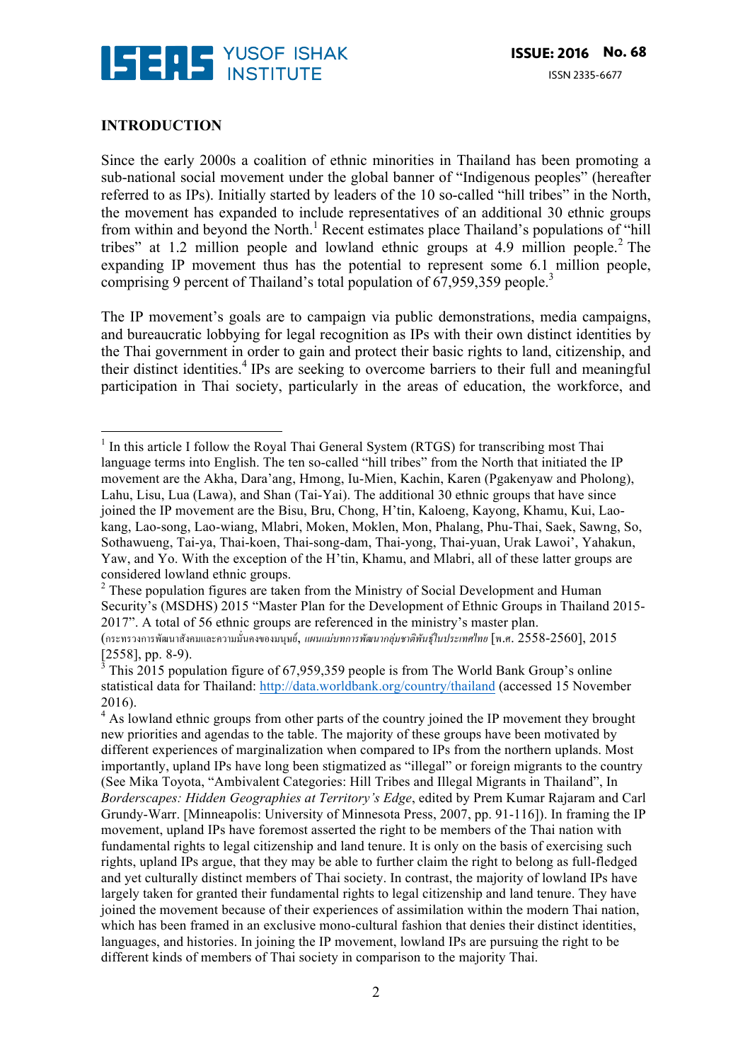## INTRODUCTION

Since the early 2000s a coalition of ethnic minorities in Thailand has been promoting a sub-national social movement under the global banner of "Indigenous peoples" (hereafter referred to as IPs). Initially started by leaders of the 10 so-called "hill tribes" in the North, the movement has expanded to include representatives of an additional 30 ethnic groups from within and beyond the North.[1] Recent estimates place Thailand's populations of "hill tribes" at 1.2 million people and lowland ethnic groups at 4.9 million people.[2] The expanding IP movement thus has the potential to represent some 6.1 million people, comprising 9 percent of Thailand's total population of 67,959,359 people.[3]

The IP movement's goals are to campaign via public demonstrations, media campaigns, and bureaucratic lobbying for legal recognition as IPs with their own distinct identities by the Thai government in order to gain and protect their basic rights to land, citizenship, and their distinct identities.[4] IPs are seeking to overcome barriers to their full and meaningful participation in Thai society, particularly in the areas of education, the workforce, and

---

[1] In this article I follow the Royal Thai General System (RTGS) for transcribing most Thai language terms into English. The ten so-called "hill tribes" from the North that initiated the IP movement are the Akha, Dara'ang, Hmong, Iu-Mien, Kachin, Karen (Pgakenyaw and Pholong), Lahu, Lisu, Lua (Lawa), and Shan (Tai-Yai). The additional 30 ethnic groups that have since joined the IP movement are the Bisu, Bru, Chong, H'tin, Kaloeng, Kayong, Khamu, Kui, Lao-kang, Lao-song, Lao-wiang, Mlabri, Moken, Moklen, Mon, Phalang, Phu-Thai, Saek, Sawng, So, Sothawueng, Tai-ya, Thai-koen, Thai-song-dam, Thai-yong, Thai-yuan, Urak Lawoi', Yahakun, Yaw, and Yo. With the exception of the H'tin, Khamu, and Mlabri, all of these latter groups are considered lowland ethnic groups.

[2] These population figures are taken from the Ministry of Social Development and Human Security's (MSDHS) 2015 "Master Plan for the Development of Ethnic Groups in Thailand 2015-2017". A total of 56 ethnic groups are referenced in the ministry's master plan. (กระทรวงการพัฒนาสังคมและความมั่นคงของมนุษย์, *แผนแม่บทการพัฒนากลุ่มชาติพันธุ์ในประเทศไทย* [พ.ศ. 2558-2560], 2015 [2558], pp. 8-9).

[3] This 2015 population figure of 67,959,359 people is from The World Bank Group's online statistical data for Thailand: http://data.worldbank.org/country/thailand (accessed 15 November 2016).

[4] As lowland ethnic groups from other parts of the country joined the IP movement they brought new priorities and agendas to the table. The majority of these groups have been motivated by different experiences of marginalization when compared to IPs from the northern uplands. Most importantly, upland IPs have long been stigmatized as "illegal" or foreign migrants to the country (See Mika Toyota, "Ambivalent Categories: Hill Tribes and Illegal Migrants in Thailand", In *Borderscapes: Hidden Geographies at Territory's Edge*, edited by Prem Kumar Rajaram and Carl Grundy-Warr. [Minneapolis: University of Minnesota Press, 2007, pp. 91-116]). In framing the IP movement, upland IPs have foremost asserted the right to be members of the Thai nation with fundamental rights to legal citizenship and land tenure. It is only on the basis of exercising such rights, upland IPs argue, that they may be able to further claim the right to belong as full-fledged and yet culturally distinct members of Thai society. In contrast, the majority of lowland IPs have largely taken for granted their fundamental rights to legal citizenship and land tenure. They have joined the movement because of their experiences of assimilation within the modern Thai nation, which has been framed in an exclusive mono-cultural fashion that denies their distinct identities, languages, and histories. In joining the IP movement, lowland IPs are pursuing the right to be different kinds of members of Thai society in comparison to the majority Thai.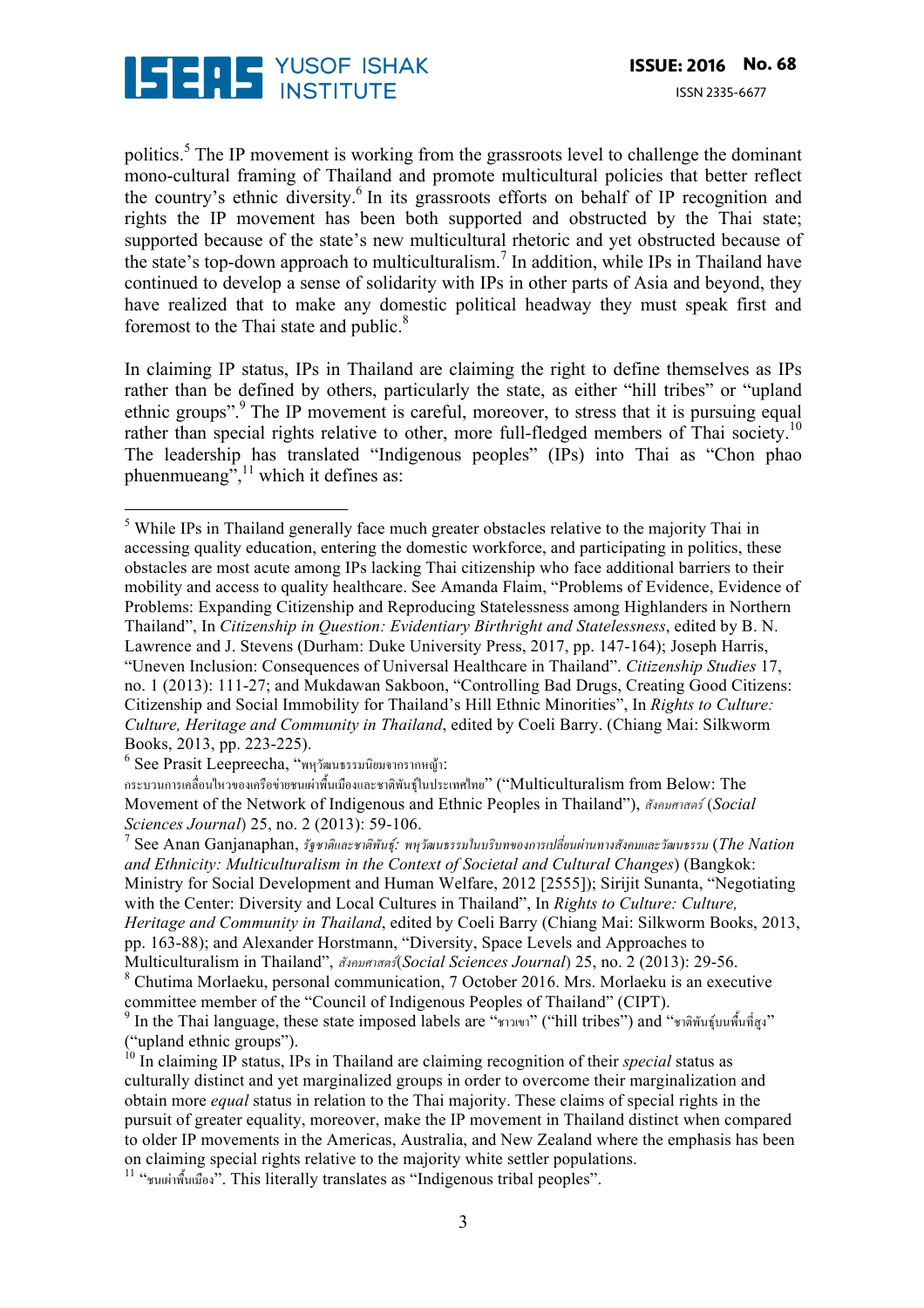politics.[5] The IP movement is working from the grassroots level to challenge the dominant mono-cultural framing of Thailand and promote multicultural policies that better reflect the country's ethnic diversity.[6] In its grassroots efforts on behalf of IP recognition and rights the IP movement has been both supported and obstructed by the Thai state; supported because of the state's new multicultural rhetoric and yet obstructed because of the state's top-down approach to multiculturalism.[7] In addition, while IPs in Thailand have continued to develop a sense of solidarity with IPs in other parts of Asia and beyond, they have realized that to make any domestic political headway they must speak first and foremost to the Thai state and public.[8]

In claiming IP status, IPs in Thailand are claiming the right to define themselves as IPs rather than be defined by others, particularly the state, as either "hill tribes" or "upland ethnic groups".[9] The IP movement is careful, moreover, to stress that it is pursuing equal rather than special rights relative to other, more full-fledged members of Thai society.[10] The leadership has translated "Indigenous peoples" (IPs) into Thai as "Chon phao phuenmueang",[11] which it defines as:

---

[5] While IPs in Thailand generally face much greater obstacles relative to the majority Thai in accessing quality education, entering the domestic workforce, and participating in politics, these obstacles are most acute among IPs lacking Thai citizenship who face additional barriers to their mobility and access to quality healthcare. See Amanda Flaim, "Problems of Evidence, Evidence of Problems: Expanding Citizenship and Reproducing Statelessness among Highlanders in Northern Thailand", In *Citizenship in Question: Evidentiary Birthright and Statelessness*, edited by B. N. Lawrence and J. Stevens (Durham: Duke University Press, 2017, pp. 147-164); Joseph Harris, "Uneven Inclusion: Consequences of Universal Healthcare in Thailand". *Citizenship Studies* 17, no. 1 (2013): 111-27; and Mukdawan Sakboon, "Controlling Bad Drugs, Creating Good Citizens: Citizenship and Social Immobility for Thailand's Hill Ethnic Minorities", In *Rights to Culture: Culture, Heritage and Community in Thailand*, edited by Coeli Barry. (Chiang Mai: Silkworm Books, 2013, pp. 223-225).

[6] See Prasit Leepreecha, "พหุวัฒนธรรมนิยมจากรากหญ้า: กระบวนการเคลื่อนไหวของเครือข่ายชนเผ่าพื้นเมืองและชาติพันธุ์ในประเทศไทย" ("Multiculturalism from Below: The Movement of the Network of Indigenous and Ethnic Peoples in Thailand"), *สังคมศาสตร์* (*Social Sciences Journal*) 25, no. 2 (2013): 59-106.

[7] See Anan Ganjanaphan, *รัฐชาติและชาติพันธุ์: พหุวัฒนธรรมในบริบทของการเปลี่ยนผ่านทางสังคมและวัฒนธรรม* (*The Nation and Ethnicity: Multiculturalism in the Context of Societal and Cultural Changes*) (Bangkok: Ministry for Social Development and Human Welfare, 2012 [2555]); Sirijit Sunanta, "Negotiating with the Center: Diversity and Local Cultures in Thailand", In *Rights to Culture: Culture, Heritage and Community in Thailand*, edited by Coeli Barry (Chiang Mai: Silkworm Books, 2013, pp. 163-88); and Alexander Horstmann, "Diversity, Space Levels and Approaches to Multiculturalism in Thailand", *สังคมศาสตร์*(*Social Sciences Journal*) 25, no. 2 (2013): 29-56.

[8] Chutima Morlaeku, personal communication, 7 October 2016. Mrs. Morlaeku is an executive committee member of the "Council of Indigenous Peoples of Thailand" (CIPT).

[9] In the Thai language, these state imposed labels are "ชาวเขา" ("hill tribes") and "ชาติพันธุ์บนพื้นที่สูง" ("upland ethnic groups").

[10] In claiming IP status, IPs in Thailand are claiming recognition of their *special* status as culturally distinct and yet marginalized groups in order to overcome their marginalization and obtain more *equal* status in relation to the Thai majority. These claims of special rights in the pursuit of greater equality, moreover, make the IP movement in Thailand distinct when compared to older IP movements in the Americas, Australia, and New Zealand where the emphasis has been on claiming special rights relative to the majority white settler populations.

[11] "ชนเผ่าพื้นเมือง". This literally translates as "Indigenous tribal peoples".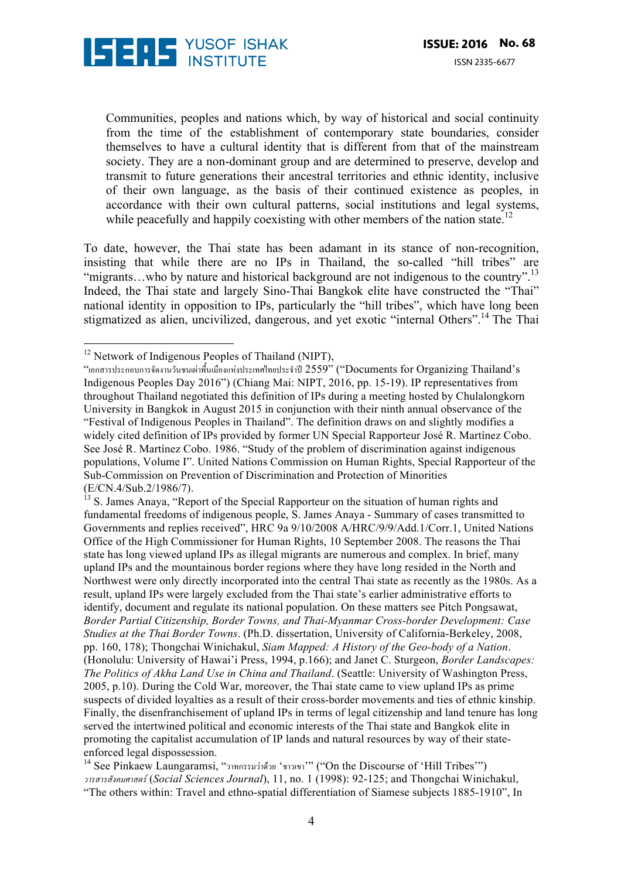> Communities, peoples and nations which, by way of historical and social continuity from the time of the establishment of contemporary state boundaries, consider themselves to have a cultural identity that is different from that of the mainstream society. They are a non-dominant group and are determined to preserve, develop and transmit to future generations their ancestral territories and ethnic identity, inclusive of their own language, as the basis of their continued existence as peoples, in accordance with their own cultural patterns, social institutions and legal systems, while peacefully and happily coexisting with other members of the nation state.[12]

To date, however, the Thai state has been adamant in its stance of non-recognition, insisting that while there are no IPs in Thailand, the so-called "hill tribes" are "migrants…who by nature and historical background are not indigenous to the country".[13] Indeed, the Thai state and largely Sino-Thai Bangkok elite have constructed the "Thai" national identity in opposition to IPs, particularly the "hill tribes", which have long been stigmatized as alien, uncivilized, dangerous, and yet exotic "internal Others".[14] The Thai

---

[12] Network of Indigenous Peoples of Thailand (NIPT), "เอกสารประกอบการจัดงานวันชนเผ่าพื้นเมืองแห่งประเทศไทยประจำปี 2559" ("Documents for Organizing Thailand's Indigenous Peoples Day 2016") (Chiang Mai: NIPT, 2016, pp. 15-19). IP representatives from throughout Thailand negotiated this definition of IPs during a meeting hosted by Chulalongkorn University in Bangkok in August 2015 in conjunction with their ninth annual observance of the "Festival of Indigenous Peoples in Thailand". The definition draws on and slightly modifies a widely cited definition of IPs provided by former UN Special Rapporteur José R. Martínez Cobo. See José R. Martínez Cobo. 1986. "Study of the problem of discrimination against indigenous populations, Volume I". United Nations Commission on Human Rights, Special Rapporteur of the Sub-Commission on Prevention of Discrimination and Protection of Minorities (E/CN.4/Sub.2/1986/7).

[13] S. James Anaya, "Report of the Special Rapporteur on the situation of human rights and fundamental freedoms of indigenous people, S. James Anaya - Summary of cases transmitted to Governments and replies received", HRC 9a 9/10/2008 A/HRC/9/9/Add.1/Corr.1, United Nations Office of the High Commissioner for Human Rights, 10 September 2008. The reasons the Thai state has long viewed upland IPs as illegal migrants are numerous and complex. In brief, many upland IPs and the mountainous border regions where they have long resided in the North and Northwest were only directly incorporated into the central Thai state as recently as the 1980s. As a result, upland IPs were largely excluded from the Thai state's earlier administrative efforts to identify, document and regulate its national population. On these matters see Pitch Pongsawat, *Border Partial Citizenship, Border Towns, and Thai-Myanmar Cross-border Development: Case Studies at the Thai Border Towns*. (Ph.D. dissertation, University of California-Berkeley, 2008, pp. 160, 178); Thongchai Winichakul, *Siam Mapped: A History of the Geo-body of a Nation*. (Honolulu: University of Hawai'i Press, 1994, p.166); and Janet C. Sturgeon, *Border Landscapes: The Politics of Akha Land Use in China and Thailand*. (Seattle: University of Washington Press, 2005, p.10). During the Cold War, moreover, the Thai state came to view upland IPs as prime suspects of divided loyalties as a result of their cross-border movements and ties of ethnic kinship. Finally, the disenfranchisement of upland IPs in terms of legal citizenship and land tenure has long served the intertwined political and economic interests of the Thai state and Bangkok elite in promoting the capitalist accumulation of IP lands and natural resources by way of their state-enforced legal dispossession.

[14] See Pinkaew Laungaramsi, "วาทกรรมว่าด้วย 'ชาวเขา'" ("On the Discourse of 'Hill Tribes'") *วารสารสังคมศาสตร์* (*Social Sciences Journal*), 11, no. 1 (1998): 92-125; and Thongchai Winichakul, "The others within: Travel and ethno-spatial differentiation of Siamese subjects 1885-1910", In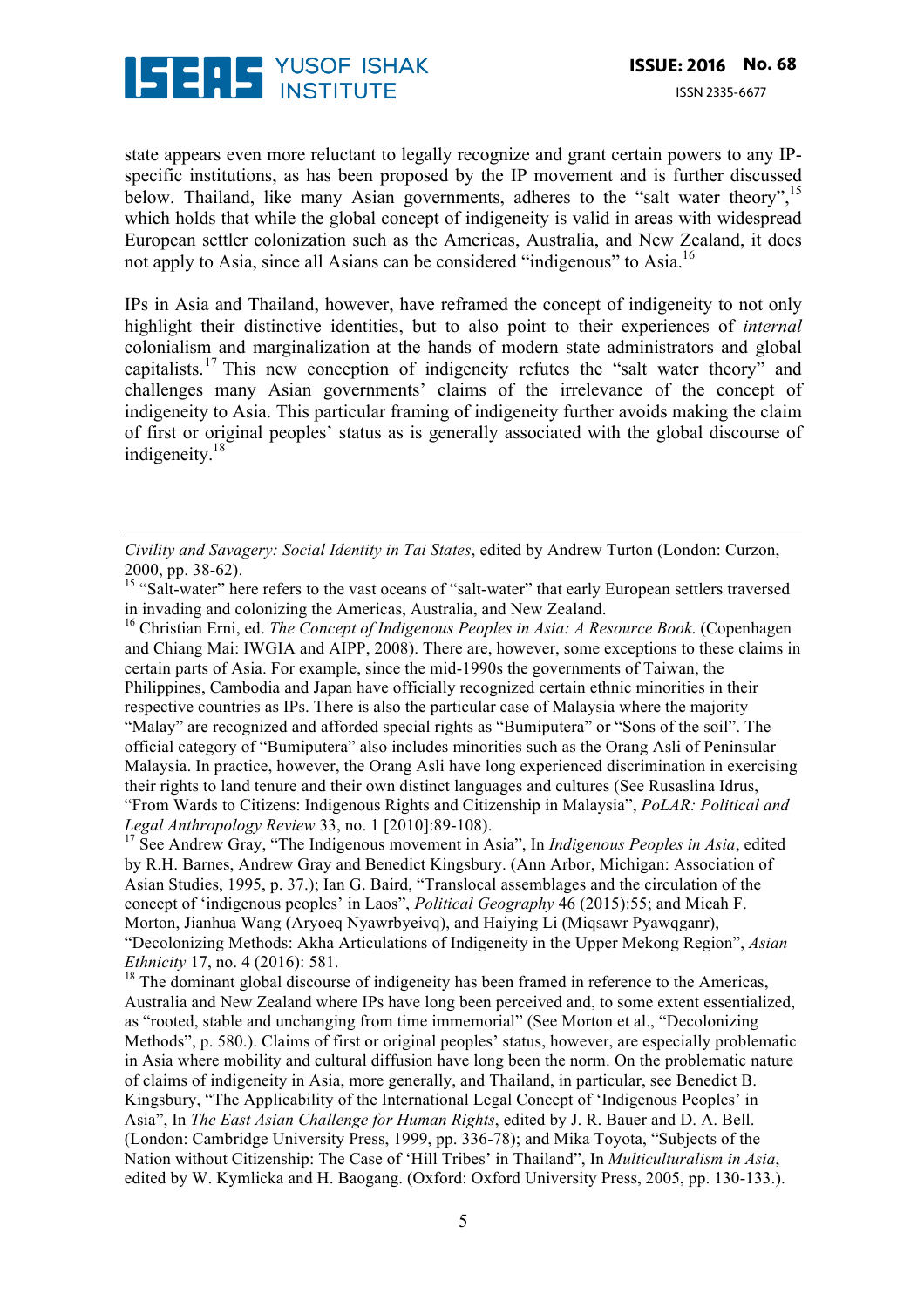state appears even more reluctant to legally recognize and grant certain powers to any IP-specific institutions, as has been proposed by the IP movement and is further discussed below. Thailand, like many Asian governments, adheres to the "salt water theory",[15] which holds that while the global concept of indigeneity is valid in areas with widespread European settler colonization such as the Americas, Australia, and New Zealand, it does not apply to Asia, since all Asians can be considered "indigenous" to Asia.[16]

IPs in Asia and Thailand, however, have reframed the concept of indigeneity to not only highlight their distinctive identities, but to also point to their experiences of *internal* colonialism and marginalization at the hands of modern state administrators and global capitalists.[17] This new conception of indigeneity refutes the "salt water theory" and challenges many Asian governments' claims of the irrelevance of the concept of indigeneity to Asia. This particular framing of indigeneity further avoids making the claim of first or original peoples' status as is generally associated with the global discourse of indigeneity.[18]

---

*Civility and Savagery: Social Identity in Tai States*, edited by Andrew Turton (London: Curzon, 2000, pp. 38-62).

[15] "Salt-water" here refers to the vast oceans of "salt-water" that early European settlers traversed in invading and colonizing the Americas, Australia, and New Zealand.

[16] Christian Erni, ed. *The Concept of Indigenous Peoples in Asia: A Resource Book*. (Copenhagen and Chiang Mai: IWGIA and AIPP, 2008). There are, however, some exceptions to these claims in certain parts of Asia. For example, since the mid-1990s the governments of Taiwan, the Philippines, Cambodia and Japan have officially recognized certain ethnic minorities in their respective countries as IPs. There is also the particular case of Malaysia where the majority "Malay" are recognized and afforded special rights as "Bumiputera" or "Sons of the soil". The official category of "Bumiputera" also includes minorities such as the Orang Asli of Peninsular Malaysia. In practice, however, the Orang Asli have long experienced discrimination in exercising their rights to land tenure and their own distinct languages and cultures (See Rusaslina Idrus, "From Wards to Citizens: Indigenous Rights and Citizenship in Malaysia", *PoLAR: Political and Legal Anthropology Review* 33, no. 1 [2010]:89-108).

[17] See Andrew Gray, "The Indigenous movement in Asia", In *Indigenous Peoples in Asia*, edited by R.H. Barnes, Andrew Gray and Benedict Kingsbury. (Ann Arbor, Michigan: Association of Asian Studies, 1995, p. 37.); Ian G. Baird, "Translocal assemblages and the circulation of the concept of 'indigenous peoples' in Laos", *Political Geography* 46 (2015):55; and Micah F. Morton, Jianhua Wang (Aryoeq Nyawrbyeivq), and Haiying Li (Miqsawr Pyawqganr), "Decolonizing Methods: Akha Articulations of Indigeneity in the Upper Mekong Region", *Asian Ethnicity* 17, no. 4 (2016): 581.

[18] The dominant global discourse of indigeneity has been framed in reference to the Americas, Australia and New Zealand where IPs have long been perceived and, to some extent essentialized, as "rooted, stable and unchanging from time immemorial" (See Morton et al., "Decolonizing Methods", p. 580.). Claims of first or original peoples' status, however, are especially problematic in Asia where mobility and cultural diffusion have long been the norm. On the problematic nature of claims of indigeneity in Asia, more generally, and Thailand, in particular, see Benedict B. Kingsbury, "The Applicability of the International Legal Concept of 'Indigenous Peoples' in Asia", In *The East Asian Challenge for Human Rights*, edited by J. R. Bauer and D. A. Bell. (London: Cambridge University Press, 1999, pp. 336-78); and Mika Toyota, "Subjects of the Nation without Citizenship: The Case of 'Hill Tribes' in Thailand", In *Multiculturalism in Asia*, edited by W. Kymlicka and H. Baogang. (Oxford: Oxford University Press, 2005, pp. 130-133.).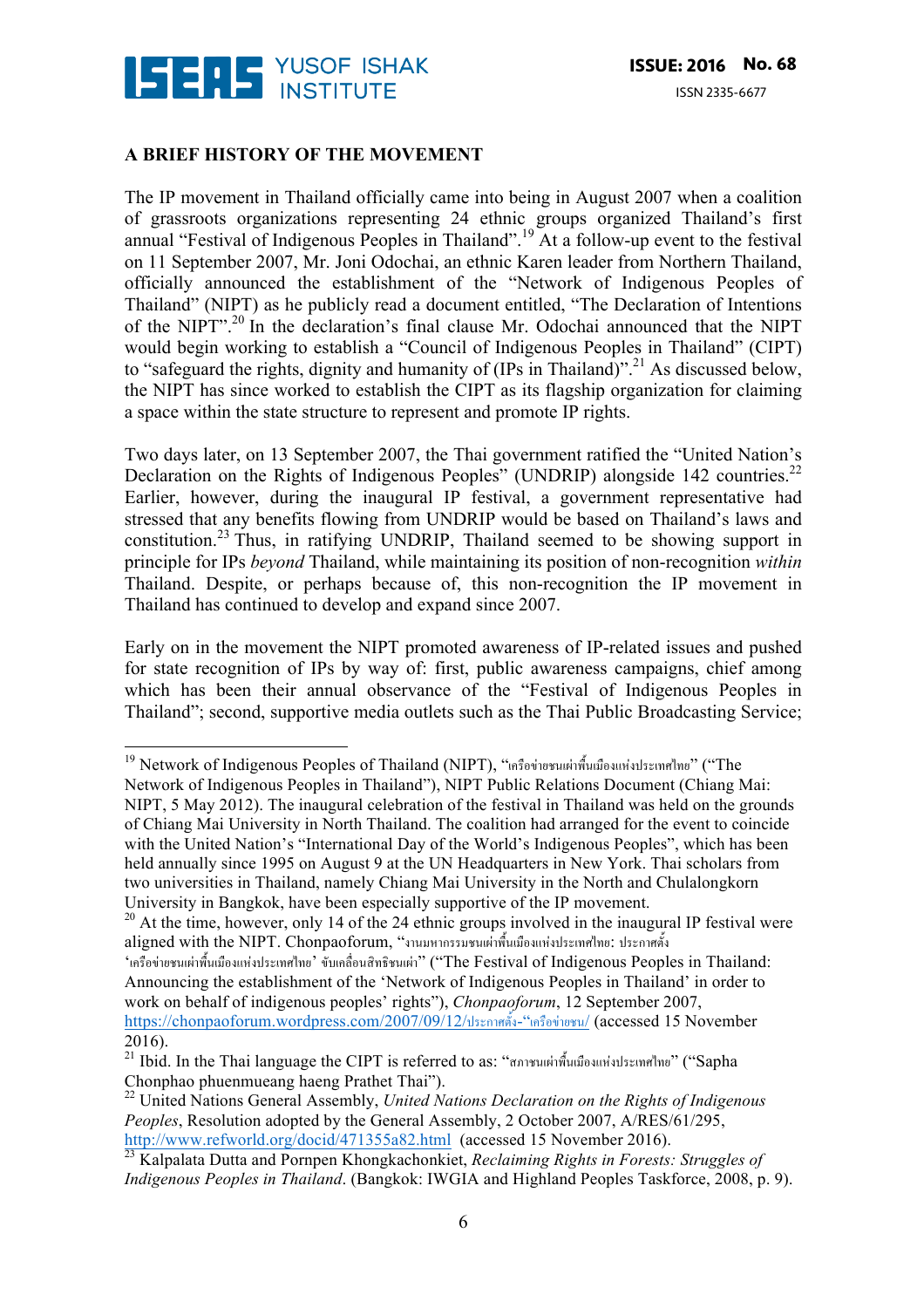## A BRIEF HISTORY OF THE MOVEMENT

The IP movement in Thailand officially came into being in August 2007 when a coalition of grassroots organizations representing 24 ethnic groups organized Thailand's first annual "Festival of Indigenous Peoples in Thailand".[19] At a follow-up event to the festival on 11 September 2007, Mr. Joni Odochai, an ethnic Karen leader from Northern Thailand, officially announced the establishment of the "Network of Indigenous Peoples of Thailand" (NIPT) as he publicly read a document entitled, "The Declaration of Intentions of the NIPT".[20] In the declaration's final clause Mr. Odochai announced that the NIPT would begin working to establish a "Council of Indigenous Peoples in Thailand" (CIPT) to "safeguard the rights, dignity and humanity of (IPs in Thailand)".[21] As discussed below, the NIPT has since worked to establish the CIPT as its flagship organization for claiming a space within the state structure to represent and promote IP rights.

Two days later, on 13 September 2007, the Thai government ratified the "United Nation's Declaration on the Rights of Indigenous Peoples" (UNDRIP) alongside 142 countries.[22] Earlier, however, during the inaugural IP festival, a government representative had stressed that any benefits flowing from UNDRIP would be based on Thailand's laws and constitution.[23] Thus, in ratifying UNDRIP, Thailand seemed to be showing support in principle for IPs *beyond* Thailand, while maintaining its position of non-recognition *within* Thailand. Despite, or perhaps because of, this non-recognition the IP movement in Thailand has continued to develop and expand since 2007.

Early on in the movement the NIPT promoted awareness of IP-related issues and pushed for state recognition of IPs by way of: first, public awareness campaigns, chief among which has been their annual observance of the "Festival of Indigenous Peoples in Thailand"; second, supportive media outlets such as the Thai Public Broadcasting Service;

---

[19] Network of Indigenous Peoples of Thailand (NIPT), "เครือข่ายชนเผ่าพื้นเมืองแห่งประเทศไทย" ("The Network of Indigenous Peoples in Thailand"), NIPT Public Relations Document (Chiang Mai: NIPT, 5 May 2012). The inaugural celebration of the festival in Thailand was held on the grounds of Chiang Mai University in North Thailand. The coalition had arranged for the event to coincide with the United Nation's "International Day of the World's Indigenous Peoples", which has been held annually since 1995 on August 9 at the UN Headquarters in New York. Thai scholars from two universities in Thailand, namely Chiang Mai University in the North and Chulalongkorn University in Bangkok, have been especially supportive of the IP movement.

[20] At the time, however, only 14 of the 24 ethnic groups involved in the inaugural IP festival were aligned with the NIPT. Chonpaoforum, "งานมหากรรมชนเผ่าพื้นเมืองแห่งประเทศไทย: ประกาศตั้ง 'เครือข่ายชนเผ่าพื้นเมืองแห่งประเทศไทย' ขับเคลื่อนสิทธิชนเผ่า" ("The Festival of Indigenous Peoples in Thailand: Announcing the establishment of the 'Network of Indigenous Peoples in Thailand' in order to work on behalf of indigenous peoples' rights"), *Chonpaoforum*, 12 September 2007, https://chonpaoforum.wordpress.com/2007/09/12/ประกาศตั้ง-"เครือข่ายชน/ (accessed 15 November 2016).

[21] Ibid. In the Thai language the CIPT is referred to as: "สภาชนเผ่าพื้นเมืองแห่งประเทศไทย" ("Sapha Chonphao phuenmueang haeng Prathet Thai").

[22] United Nations General Assembly, *United Nations Declaration on the Rights of Indigenous Peoples*, Resolution adopted by the General Assembly, 2 October 2007, A/RES/61/295, http://www.refworld.org/docid/471355a82.html (accessed 15 November 2016).

[23] Kalpalata Dutta and Pornpen Khongkachonkiet, *Reclaiming Rights in Forests: Struggles of Indigenous Peoples in Thailand*. (Bangkok: IWGIA and Highland Peoples Taskforce, 2008, p. 9).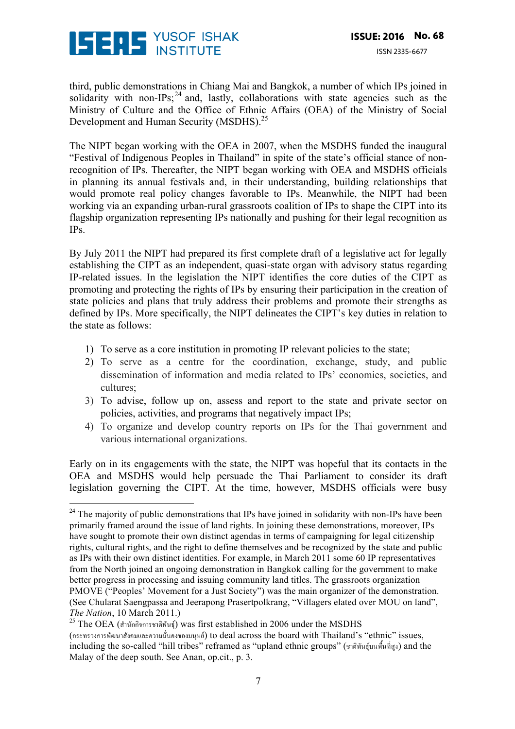third, public demonstrations in Chiang Mai and Bangkok, a number of which IPs joined in solidarity with non-IPs;[24] and, lastly, collaborations with state agencies such as the Ministry of Culture and the Office of Ethnic Affairs (OEA) of the Ministry of Social Development and Human Security (MSDHS).[25]

The NIPT began working with the OEA in 2007, when the MSDHS funded the inaugural "Festival of Indigenous Peoples in Thailand" in spite of the state's official stance of non-recognition of IPs. Thereafter, the NIPT began working with OEA and MSDHS officials in planning its annual festivals and, in their understanding, building relationships that would promote real policy changes favorable to IPs. Meanwhile, the NIPT had been working via an expanding urban-rural grassroots coalition of IPs to shape the CIPT into its flagship organization representing IPs nationally and pushing for their legal recognition as IPs.

By July 2011 the NIPT had prepared its first complete draft of a legislative act for legally establishing the CIPT as an independent, quasi-state organ with advisory status regarding IP-related issues. In the legislation the NIPT identifies the core duties of the CIPT as promoting and protecting the rights of IPs by ensuring their participation in the creation of state policies and plans that truly address their problems and promote their strengths as defined by IPs. More specifically, the NIPT delineates the CIPT's key duties in relation to the state as follows:

1) To serve as a core institution in promoting IP relevant policies to the state;
2) To serve as a centre for the coordination, exchange, study, and public dissemination of information and media related to IPs' economies, societies, and cultures;
3) To advise, follow up on, assess and report to the state and private sector on policies, activities, and programs that negatively impact IPs;
4) To organize and develop country reports on IPs for the Thai government and various international organizations.

Early on in its engagements with the state, the NIPT was hopeful that its contacts in the OEA and MSDHS would help persuade the Thai Parliament to consider its draft legislation governing the CIPT. At the time, however, MSDHS officials were busy

---

[24] The majority of public demonstrations that IPs have joined in solidarity with non-IPs have been primarily framed around the issue of land rights. In joining these demonstrations, moreover, IPs have sought to promote their own distinct agendas in terms of campaigning for legal citizenship rights, cultural rights, and the right to define themselves and be recognized by the state and public as IPs with their own distinct identities. For example, in March 2011 some 60 IP representatives from the North joined an ongoing demonstration in Bangkok calling for the government to make better progress in processing and issuing community land titles. The grassroots organization PMOVE ("Peoples' Movement for a Just Society") was the main organizer of the demonstration. (See Chularat Saengpassa and Jeerapong Prasertpolkrang, "Villagers elated over MOU on land", *The Nation*, 10 March 2011.)

[25] The OEA (สำนักกิจการชาติพันธุ์) was first established in 2006 under the MSDHS (กระทรวงการพัฒนาสังคมและความมั่นคงของมนุษย์) to deal across the board with Thailand's "ethnic" issues, including the so-called "hill tribes" reframed as "upland ethnic groups" (ชาติพันธุ์บนพื้นที่สูง) and the Malay of the deep south. See Anan, op.cit., p. 3.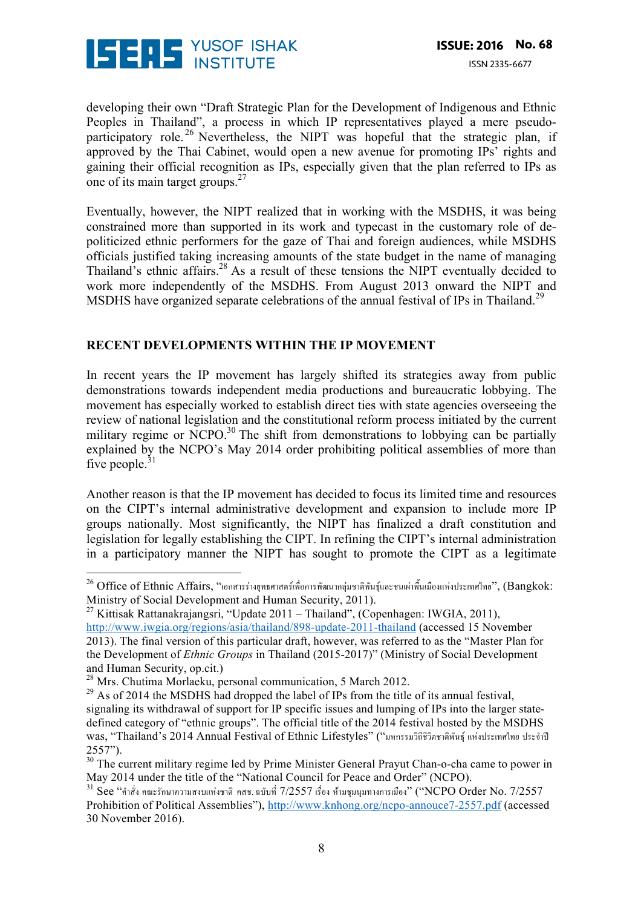developing their own "Draft Strategic Plan for the Development of Indigenous and Ethnic Peoples in Thailand", a process in which IP representatives played a mere pseudo-participatory role.[26] Nevertheless, the NIPT was hopeful that the strategic plan, if approved by the Thai Cabinet, would open a new avenue for promoting IPs' rights and gaining their official recognition as IPs, especially given that the plan referred to IPs as one of its main target groups.[27]

Eventually, however, the NIPT realized that in working with the MSDHS, it was being constrained more than supported in its work and typecast in the customary role of de-politicized ethnic performers for the gaze of Thai and foreign audiences, while MSDHS officials justified taking increasing amounts of the state budget in the name of managing Thailand's ethnic affairs.[28] As a result of these tensions the NIPT eventually decided to work more independently of the MSDHS. From August 2013 onward the NIPT and MSDHS have organized separate celebrations of the annual festival of IPs in Thailand.[29]

## RECENT DEVELOPMENTS WITHIN THE IP MOVEMENT

In recent years the IP movement has largely shifted its strategies away from public demonstrations towards independent media productions and bureaucratic lobbying. The movement has especially worked to establish direct ties with state agencies overseeing the review of national legislation and the constitutional reform process initiated by the current military regime or NCPO.[30] The shift from demonstrations to lobbying can be partially explained by the NCPO's May 2014 order prohibiting political assemblies of more than five people.[31]

Another reason is that the IP movement has decided to focus its limited time and resources on the CIPT's internal administrative development and expansion to include more IP groups nationally. Most significantly, the NIPT has finalized a draft constitution and legislation for legally establishing the CIPT. In refining the CIPT's internal administration in a participatory manner the NIPT has sought to promote the CIPT as a legitimate

---

[26] Office of Ethnic Affairs, "เอกสารร่างยุทธศาสตร์เพื่อการพัฒนากลุ่มชาติพันธุ์และชนเผ่าพื้นเมืองแห่งประเทศไทย", (Bangkok: Ministry of Social Development and Human Security, 2011).

[27] Kittisak Rattanakrajangsri, "Update 2011 – Thailand", (Copenhagen: IWGIA, 2011), http://www.iwgia.org/regions/asia/thailand/898-update-2011-thailand (accessed 15 November 2013). The final version of this particular draft, however, was referred to as the "Master Plan for the Development of *Ethnic Groups* in Thailand (2015-2017)" (Ministry of Social Development and Human Security, op.cit.)

[28] Mrs. Chutima Morlaeku, personal communication, 5 March 2012.

[29] As of 2014 the MSDHS had dropped the label of IPs from the title of its annual festival, signaling its withdrawal of support for IP specific issues and lumping of IPs into the larger state-defined category of "ethnic groups". The official title of the 2014 festival hosted by the MSDHS was, "Thailand's 2014 Annual Festival of Ethnic Lifestyles" ("มหกรรมวิถีชีวิตชาติพันธุ์ แห่งประเทศไทย ประจำปี 2557").

[30] The current military regime led by Prime Minister General Prayut Chan-o-cha came to power in May 2014 under the title of the "National Council for Peace and Order" (NCPO).

[31] See "คำสั่ง คณะรักษาความสงบแห่งชาติ คสช. ฉบับที่ 7/2557 เรื่อง ห้ามชุมนุมทางการเมือง" ("NCPO Order No. 7/2557 Prohibition of Political Assemblies"), http://www.knhong.org/ncpo-annouce7-2557.pdf (accessed 30 November 2016).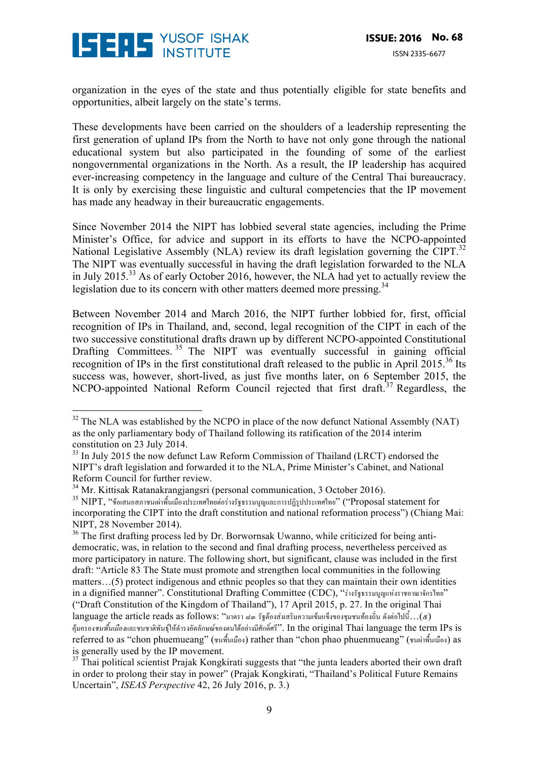organization in the eyes of the state and thus potentially eligible for state benefits and opportunities, albeit largely on the state's terms.

These developments have been carried on the shoulders of a leadership representing the first generation of upland IPs from the North to have not only gone through the national educational system but also participated in the founding of some of the earliest nongovernmental organizations in the North. As a result, the IP leadership has acquired ever-increasing competency in the language and culture of the Central Thai bureaucracy. It is only by exercising these linguistic and cultural competencies that the IP movement has made any headway in their bureaucratic engagements.

Since November 2014 the NIPT has lobbied several state agencies, including the Prime Minister's Office, for advice and support in its efforts to have the NCPO-appointed National Legislative Assembly (NLA) review its draft legislation governing the CIPT.[32] The NIPT was eventually successful in having the draft legislation forwarded to the NLA in July 2015.[33] As of early October 2016, however, the NLA had yet to actually review the legislation due to its concern with other matters deemed more pressing.[34]

Between November 2014 and March 2016, the NIPT further lobbied for, first, official recognition of IPs in Thailand, and, second, legal recognition of the CIPT in each of the two successive constitutional drafts drawn up by different NCPO-appointed Constitutional Drafting Committees.[35] The NIPT was eventually successful in gaining official recognition of IPs in the first constitutional draft released to the public in April 2015.[36] Its success was, however, short-lived, as just five months later, on 6 September 2015, the NCPO-appointed National Reform Council rejected that first draft.[37] Regardless, the

---

[32] The NLA was established by the NCPO in place of the now defunct National Assembly (NAT) as the only parliamentary body of Thailand following its ratification of the 2014 interim constitution on 23 July 2014.

[33] In July 2015 the now defunct Law Reform Commission of Thailand (LRCT) endorsed the NIPT's draft legislation and forwarded it to the NLA, Prime Minister's Cabinet, and National Reform Council for further review.

[34] Mr. Kittisak Ratanakrangjangsri (personal communication, 3 October 2016).

[35] NIPT, "ข้อเสนอสภาชนเผ่าพื้นเมืองประเทศไทยต่อร่างรัฐธรรมนูญและการปฏิรูปประเทศไทย" ("Proposal statement for incorporating the CIPT into the draft constitution and national reformation process") (Chiang Mai: NIPT, 28 November 2014).

[36] The first drafting process led by Dr. Borwornsak Uwanno, while criticized for being anti-democratic, was, in relation to the second and final drafting process, nevertheless perceived as more participatory in nature. The following short, but significant, clause was included in the first draft: "Article 83 The State must promote and strengthen local communities in the following matters…(5) protect indigenous and ethnic peoples so that they can maintain their own identities in a dignified manner". Constitutional Drafting Committee (CDC), "ร่างรัฐธรรมนูญแห่งราชอาณาจักรไทย" ("Draft Constitution of the Kingdom of Thailand"), 17 April 2015, p. 27. In the original Thai language the article reads as follows: "มาตรา ๘๓ รัฐต้องส่งเสริมความเข้มแข็งของชุมชนท้องถิ่น ดังต่อไปนี้…(๕) คุ้มครอง*ชนพื้นเมือง*และชนชาติพันธุ์ให้ดำรงอัตลักษณ์ของตนได้อย่างมีศักดิ์ศรี". In the original Thai language the term IPs is referred to as "chon phuemueang" (ชนพื้นเมือง) rather than "chon phao phuenmueang" (ชนเผ่าพื้นเมือง) as is generally used by the IP movement.

[37] Thai political scientist Prajak Kongkirati suggests that "the junta leaders aborted their own draft in order to prolong their stay in power" (Prajak Kongkirati, "Thailand's Political Future Remains Uncertain", *ISEAS Perspective* 42, 26 July 2016, p. 3.)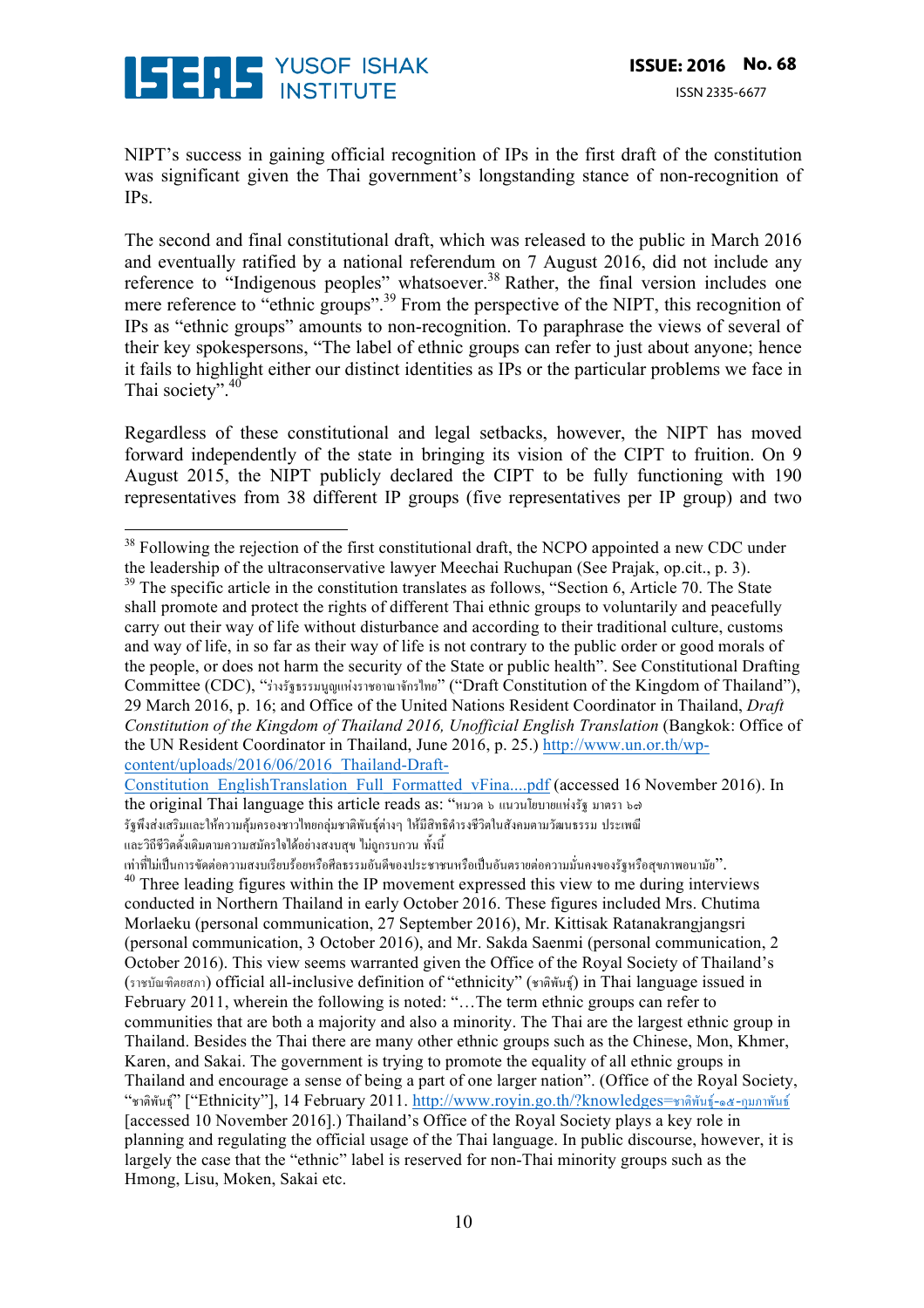NIPT's success in gaining official recognition of IPs in the first draft of the constitution was significant given the Thai government's longstanding stance of non-recognition of IPs.

The second and final constitutional draft, which was released to the public in March 2016 and eventually ratified by a national referendum on 7 August 2016, did not include any reference to "Indigenous peoples" whatsoever.[38] Rather, the final version includes one mere reference to "ethnic groups".[39] From the perspective of the NIPT, this recognition of IPs as "ethnic groups" amounts to non-recognition. To paraphrase the views of several of their key spokespersons, "The label of ethnic groups can refer to just about anyone; hence it fails to highlight either our distinct identities as IPs or the particular problems we face in Thai society".[40]

Regardless of these constitutional and legal setbacks, however, the NIPT has moved forward independently of the state in bringing its vision of the CIPT to fruition. On 9 August 2015, the NIPT publicly declared the CIPT to be fully functioning with 190 representatives from 38 different IP groups (five representatives per IP group) and two

---

[38] Following the rejection of the first constitutional draft, the NCPO appointed a new CDC under the leadership of the ultraconservative lawyer Meechai Ruchupan (See Prajak, op.cit., p. 3).

[39] The specific article in the constitution translates as follows, "Section 6, Article 70. The State shall promote and protect the rights of different Thai ethnic groups to voluntarily and peacefully carry out their way of life without disturbance and according to their traditional culture, customs and way of life, in so far as their way of life is not contrary to the public order or good morals of the people, or does not harm the security of the State or public health". See Constitutional Drafting Committee (CDC), "ร่างรัฐธรรมนูญแห่งราชอาณาจักรไทย" ("Draft Constitution of the Kingdom of Thailand"), 29 March 2016, p. 16; and Office of the United Nations Resident Coordinator in Thailand, *Draft Constitution of the Kingdom of Thailand 2016, Unofficial English Translation* (Bangkok: Office of the UN Resident Coordinator in Thailand, June 2016, p. 25.) http://www.un.or.th/wp-content/uploads/2016/06/2016_Thailand-Draft-Constitution_EnglishTranslation_Full_Formatted_vFina....pdf (accessed 16 November 2016). In the original Thai language this article reads as: "หมวด ๖ แนวนโยบายแห่งรัฐ มาตรา ๖๗ รัฐพึงส่งเสริมและให้ความคุ้มครองชาวไทยกลุ่มชาติพันธุ์ต่างๆ ให้มีสิทธิดำรงชีวิตในสังคมตามวัฒนธรรม ประเพณี และวิถีชีวิตดั้งเดิมตามความสมัครใจได้อย่างสงบสุข ไม่ถูกรบกวน ทั้งนี้ เท่าที่ไม่เป็นการขัดต่อความสงบเรียบร้อยหรือศีลธรรมอันดีของประชาชนหรือเป็นอันตรายต่อความมั่นคงของรัฐหรือสุขภาพอนามัย".

[40] Three leading figures within the IP movement expressed this view to me during interviews conducted in Northern Thailand in early October 2016. These figures included Mrs. Chutima Morlaeku (personal communication, 27 September 2016), Mr. Kittisak Ratanakrangjangsri (personal communication, 3 October 2016), and Mr. Sakda Saenmi (personal communication, 2 October 2016). This view seems warranted given the Office of the Royal Society of Thailand's (ราชบัณฑิตยสภา) official all-inclusive definition of "ethnicity" (ชาติพันธุ์) in Thai language issued in February 2011, wherein the following is noted: "…The term ethnic groups can refer to communities that are both a majority and also a minority. The Thai are the largest ethnic group in Thailand. Besides the Thai there are many other ethnic groups such as the Chinese, Mon, Khmer, Karen, and Sakai. The government is trying to promote the equality of all ethnic groups in Thailand and encourage a sense of being a part of one larger nation". (Office of the Royal Society, "ชาติพันธุ์" ["Ethnicity"], 14 February 2011. http://www.royin.go.th/?knowledges=ชาติพันธุ์-๑๔-กุมภาพันธ์ [accessed 10 November 2016].) Thailand's Office of the Royal Society plays a key role in planning and regulating the official usage of the Thai language. In public discourse, however, it is largely the case that the "ethnic" label is reserved for non-Thai minority groups such as the Hmong, Lisu, Moken, Sakai etc.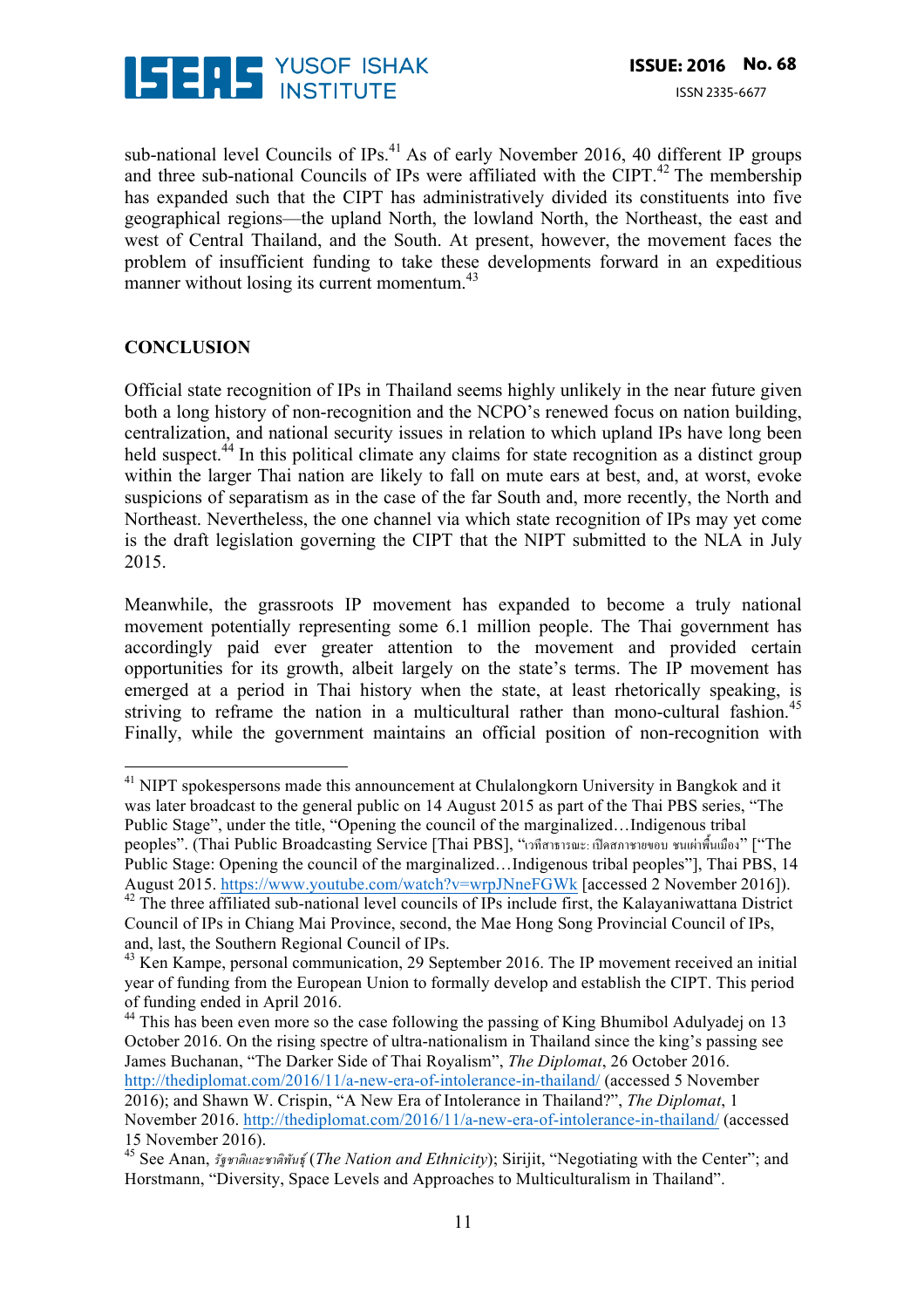sub-national level Councils of IPs.[41] As of early November 2016, 40 different IP groups and three sub-national Councils of IPs were affiliated with the CIPT.[42] The membership has expanded such that the CIPT has administratively divided its constituents into five geographical regions—the upland North, the lowland North, the Northeast, the east and west of Central Thailand, and the South. At present, however, the movement faces the problem of insufficient funding to take these developments forward in an expeditious manner without losing its current momentum.[43]

## CONCLUSION

Official state recognition of IPs in Thailand seems highly unlikely in the near future given both a long history of non-recognition and the NCPO's renewed focus on nation building, centralization, and national security issues in relation to which upland IPs have long been held suspect.[44] In this political climate any claims for state recognition as a distinct group within the larger Thai nation are likely to fall on mute ears at best, and, at worst, evoke suspicions of separatism as in the case of the far South and, more recently, the North and Northeast. Nevertheless, the one channel via which state recognition of IPs may yet come is the draft legislation governing the CIPT that the NIPT submitted to the NLA in July 2015.

Meanwhile, the grassroots IP movement has expanded to become a truly national movement potentially representing some 6.1 million people. The Thai government has accordingly paid ever greater attention to the movement and provided certain opportunities for its growth, albeit largely on the state's terms. The IP movement has emerged at a period in Thai history when the state, at least rhetorically speaking, is striving to reframe the nation in a multicultural rather than mono-cultural fashion.[45] Finally, while the government maintains an official position of non-recognition with

---

[41] NIPT spokespersons made this announcement at Chulalongkorn University in Bangkok and it was later broadcast to the general public on 14 August 2015 as part of the Thai PBS series, "The Public Stage", under the title, "Opening the council of the marginalized…Indigenous tribal peoples". (Thai Public Broadcasting Service [Thai PBS], "เวทีสาธารณะ: เปิดสภาชายขอบ ชนเผ่าพื้นเมือง" ["The Public Stage: Opening the council of the marginalized…Indigenous tribal peoples"], Thai PBS, 14 August 2015. https://www.youtube.com/watch?v=wrpJNneFGWk [accessed 2 November 2016]).

[42] The three affiliated sub-national level councils of IPs include first, the Kalayaniwattana District Council of IPs in Chiang Mai Province, second, the Mae Hong Song Provincial Council of IPs, and, last, the Southern Regional Council of IPs.

[43] Ken Kampe, personal communication, 29 September 2016. The IP movement received an initial year of funding from the European Union to formally develop and establish the CIPT. This period of funding ended in April 2016.

[44] This has been even more so the case following the passing of King Bhumibol Adulyadej on 13 October 2016. On the rising spectre of ultra-nationalism in Thailand since the king's passing see James Buchanan, "The Darker Side of Thai Royalism", *The Diplomat*, 26 October 2016. http://thediplomat.com/2016/11/a-new-era-of-intolerance-in-thailand/ (accessed 5 November 2016); and Shawn W. Crispin, "A New Era of Intolerance in Thailand?", *The Diplomat*, 1 November 2016. http://thediplomat.com/2016/11/a-new-era-of-intolerance-in-thailand/ (accessed 15 November 2016).

[45] See Anan, *รัฐชาติและชาติพันธุ์* (*The Nation and Ethnicity*); Sirijit, "Negotiating with the Center"; and Horstmann, "Diversity, Space Levels and Approaches to Multiculturalism in Thailand".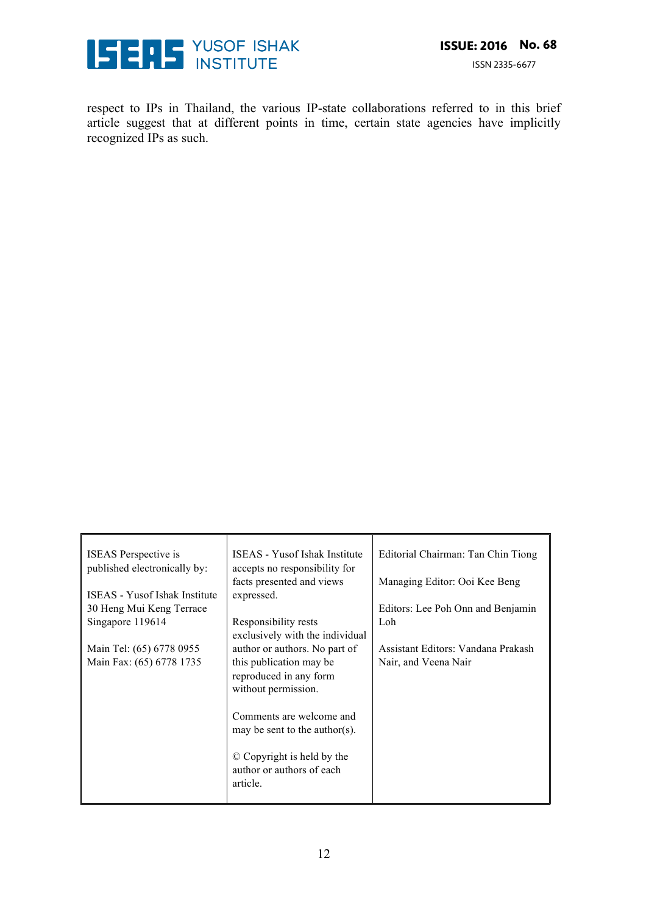respect to IPs in Thailand, the various IP-state collaborations referred to in this brief article suggest that at different points in time, certain state agencies have implicitly recognized IPs as such.

| | | |
|---|---|---|
| ISEAS Perspective is published electronically by:<br><br>ISEAS - Yusof Ishak Institute<br>30 Heng Mui Keng Terrace<br>Singapore 119614<br><br>Main Tel: (65) 6778 0955<br>Main Fax: (65) 6778 1735 | ISEAS - Yusof Ishak Institute accepts no responsibility for facts presented and views expressed.<br><br>Responsibility rests exclusively with the individual author or authors. No part of this publication may be reproduced in any form without permission.<br><br>Comments are welcome and may be sent to the author(s).<br><br>© Copyright is held by the author or authors of each article. | Editorial Chairman: Tan Chin Tiong<br><br>Managing Editor: Ooi Kee Beng<br><br>Editors: Lee Poh Onn and Benjamin Loh<br><br>Assistant Editors: Vandana Prakash Nair, and Veena Nair |